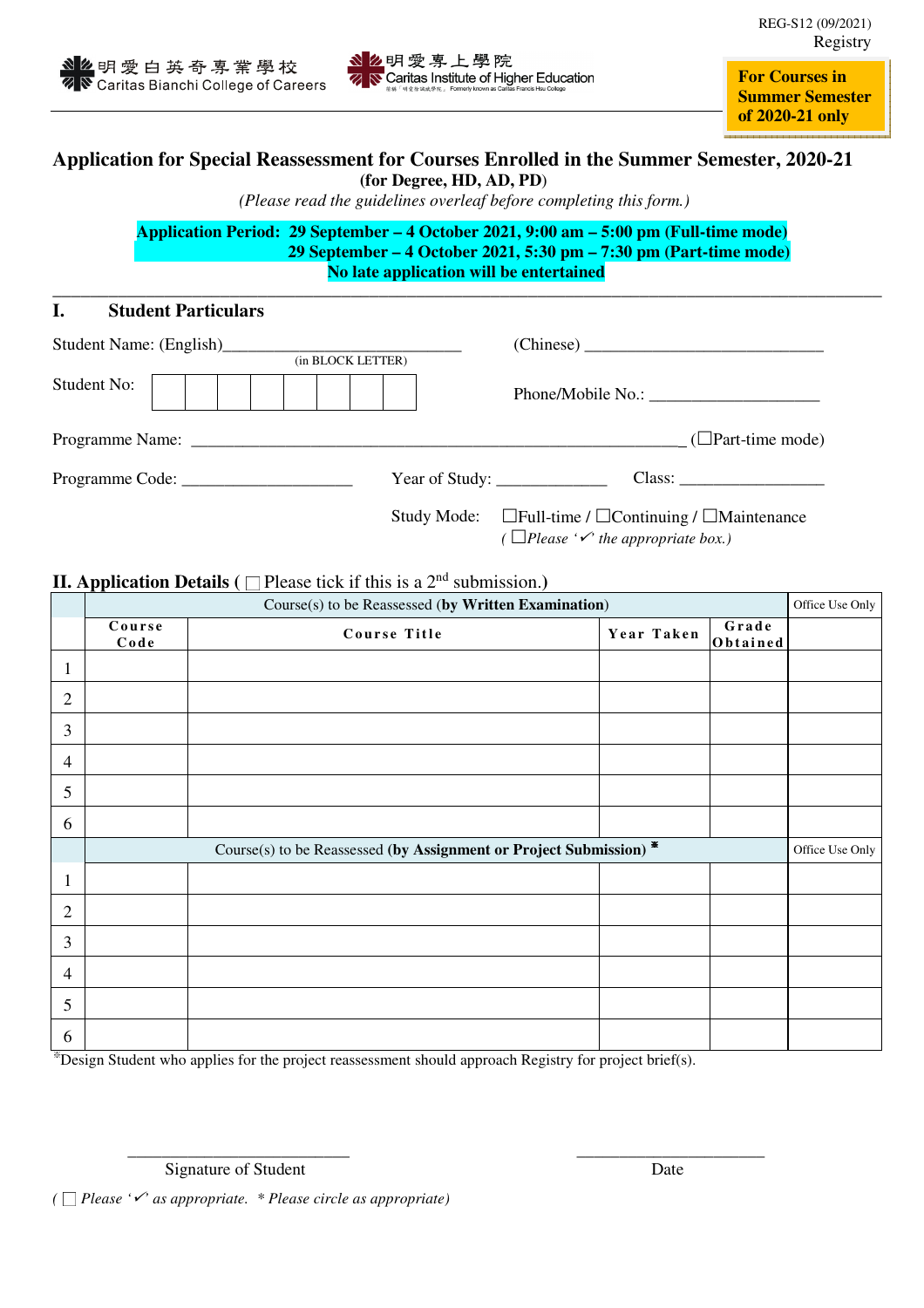REG-S12 (09/2021)
Registry

明愛白英奇專業學校 Caritas Bianchi College of Careers

明愛專上學院 Caritas Institute of Higher Education
前稱「明愛徐誠斌學院」 Formerly known as Caritas Francis Hsu College

**For Courses in Summer Semester of 2020-21 only**

# Application for Special Reassessment for Courses Enrolled in the Summer Semester, 2020-21

**(for Degree, HD, AD, PD)**

*(Please read the guidelines overleaf before completing this form.)*

**Application Period: 29 September – 4 October 2021, 9:00 am – 5:00 pm (Full-time mode)**
**29 September – 4 October 2021, 5:30 pm – 7:30 pm (Part-time mode)**
**No late application will be entertained**

## I. Student Particulars

Student Name: (English)____________________________ (in BLOCK LETTER)   (Chinese) ____________________________

Student No: | | | | | | | | |   Phone/Mobile No.: ____________________

Programme Name: ________________________________________________________ (☐Part-time mode)

Programme Code: ____________________   Year of Study: _____________   Class: _________________

Study Mode: ☐Full-time / ☐Continuing / ☐Maintenance
*( ☐Please '✓' the appropriate box.)*

## II. Application Details ( ☐ Please tick if this is a 2nd submission.)

| | Course(s) to be Reassessed (**by Written Examination**) | | | | Office Use Only |
|---|---|---|---|---|---|
| | Course Code | Course Title | Year Taken | Grade Obtained | |
| 1 | | | | | |
| 2 | | | | | |
| 3 | | | | | |
| 4 | | | | | |
| 5 | | | | | |
| 6 | | | | | |
| | Course(s) to be Reassessed (**by Assignment or Project Submission**) * | | | | Office Use Only |
| 1 | | | | | |
| 2 | | | | | |
| 3 | | | | | |
| 4 | | | | | |
| 5 | | | | | |
| 6 | | | | | |

*Design Student who applies for the project reassessment should approach Registry for project brief(s).

_________________________   Signature of Student

_____________________   Date

*( ☐ Please '✓' as appropriate. * Please circle as appropriate)*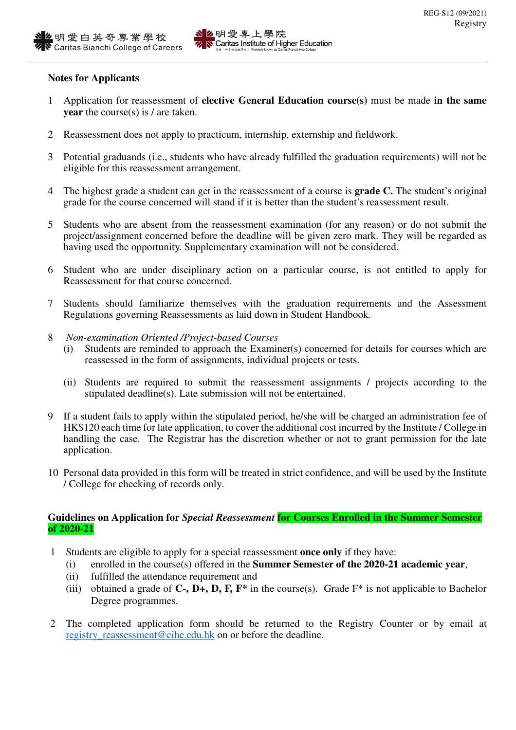## Notes for Applicants

1. Application for reassessment of **elective General Education course(s)** must be made **in the same year** the course(s) is / are taken.

2. Reassessment does not apply to practicum, internship, externship and fieldwork.

3. Potential graduands (i.e., students who have already fulfilled the graduation requirements) will not be eligible for this reassessment arrangement.

4. The highest grade a student can get in the reassessment of a course is **grade C.** The student's original grade for the course concerned will stand if it is better than the student's reassessment result.

5. Students who are absent from the reassessment examination (for any reason) or do not submit the project/assignment concerned before the deadline will be given zero mark. They will be regarded as having used the opportunity. Supplementary examination will not be considered.

6. Student who are under disciplinary action on a particular course, is not entitled to apply for Reassessment for that course concerned.

7. Students should familiarize themselves with the graduation requirements and the Assessment Regulations governing Reassessments as laid down in Student Handbook.

8. *Non-examination Oriented /Project-based Courses*
   (i) Students are reminded to approach the Examiner(s) concerned for details for courses which are reassessed in the form of assignments, individual projects or tests.

   (ii) Students are required to submit the reassessment assignments / projects according to the stipulated deadline(s). Late submission will not be entertained.

9. If a student fails to apply within the stipulated period, he/she will be charged an administration fee of HK$120 each time for late application, to cover the additional cost incurred by the Institute / College in handling the case. The Registrar has the discretion whether or not to grant permission for the late application.

10. Personal data provided in this form will be treated in strict confidence, and will be used by the Institute / College for checking of records only.

## Guidelines on Application for *Special Reassessment* for Courses Enrolled in the Summer Semester of 2020-21

1. Students are eligible to apply for a special reassessment **once only** if they have:
   (i) enrolled in the course(s) offered in the **Summer Semester of the 2020-21 academic year**,
   (ii) fulfilled the attendance requirement and
   (iii) obtained a grade of **C-, D+, D, F, F*** in the course(s). Grade F* is not applicable to Bachelor Degree programmes.

2. The completed application form should be returned to the Registry Counter or by email at registry_reassessment@cihe.edu.hk on or before the deadline.